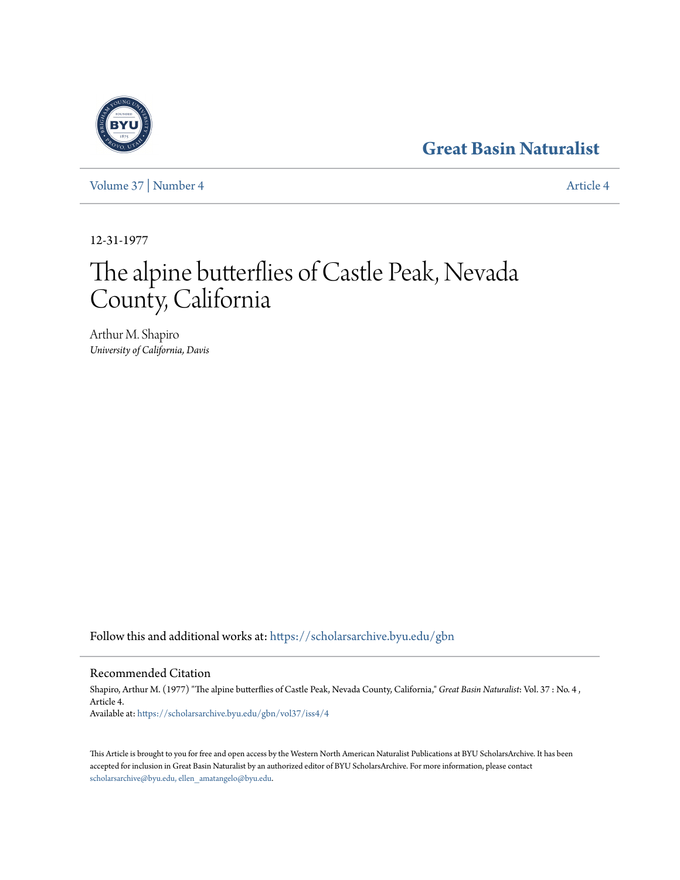Great Basin Naturalist

Volume 37 | Number 4 Article 4

12-31-1977

# The alpine butterflies of Castle Peak, Nevada County, California

Arthur M. Shapiro
*University of California, Davis*

Follow this and additional works at: https://scholarsarchive.byu.edu/gbn

## Recommended Citation

Shapiro, Arthur M. (1977) "The alpine butterflies of Castle Peak, Nevada County, California," *Great Basin Naturalist*: Vol. 37 : No. 4 , Article 4.
Available at: https://scholarsarchive.byu.edu/gbn/vol37/iss4/4

This Article is brought to you for free and open access by the Western North American Naturalist Publications at BYU ScholarsArchive. It has been accepted for inclusion in Great Basin Naturalist by an authorized editor of BYU ScholarsArchive. For more information, please contact scholarsarchive@byu.edu, ellen_amatangelo@byu.edu.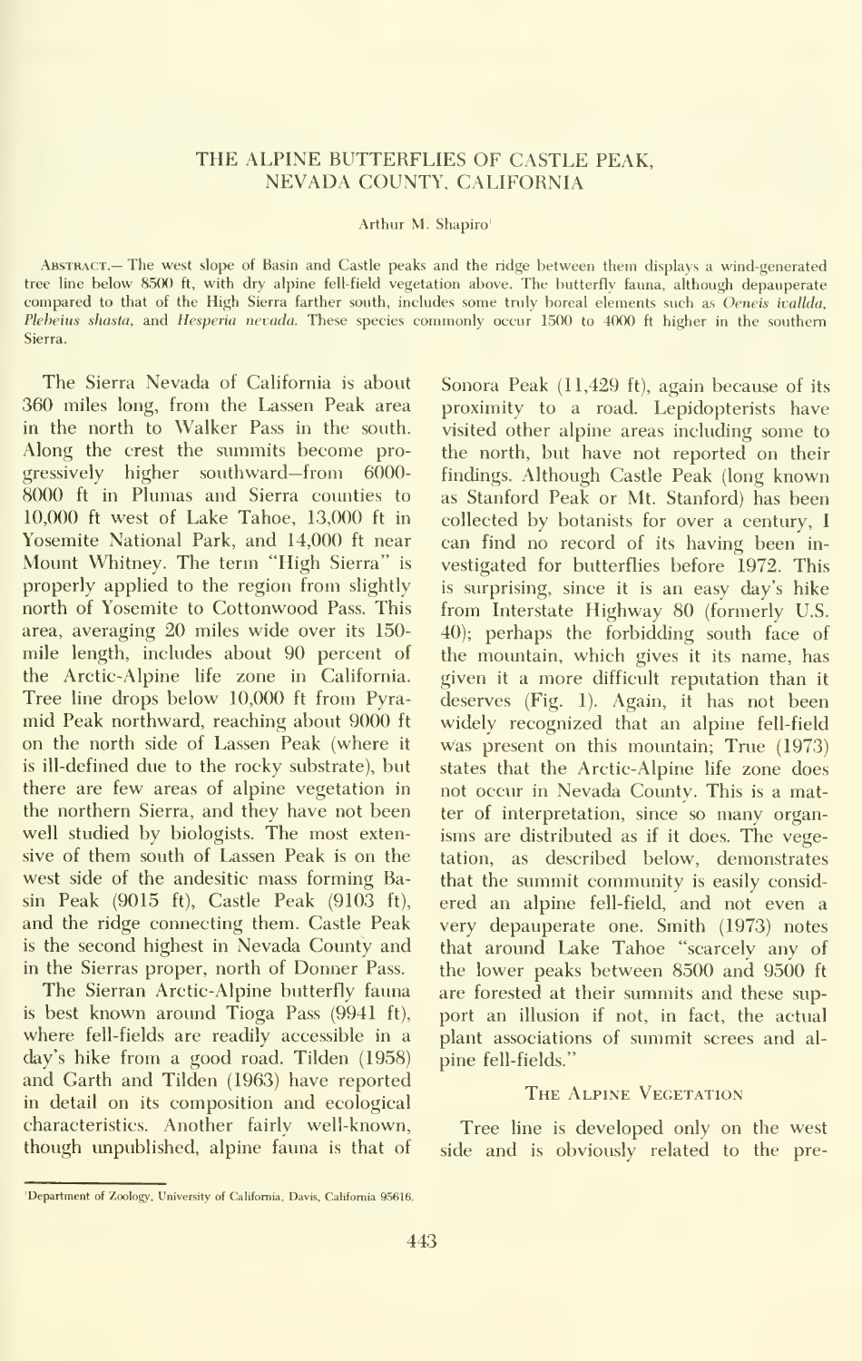# THE ALPINE BUTTERFLIES OF CASTLE PEAK, NEVADA COUNTY, CALIFORNIA

Arthur M. Shapiro[1]

ABSTRACT.— The west slope of Basin and Castle peaks and the ridge between them displays a wind-generated tree line below 8500 ft, with dry alpine fell-field vegetation above. The butterfly fauna, although depauperate compared to that of the High Sierra farther south, includes some truly boreal elements such as *Oeneis ivallda*, *Plebeius shasta*, and *Hesperia nevada*. These species commonly occur 1500 to 4000 ft higher in the southern Sierra.

The Sierra Nevada of California is about 360 miles long, from the Lassen Peak area in the north to Walker Pass in the south. Along the crest the summits become progressively higher southward—from 6000-8000 ft in Plumas and Sierra counties to 10,000 ft west of Lake Tahoe, 13,000 ft in Yosemite National Park, and 14,000 ft near Mount Whitney. The term "High Sierra" is properly applied to the region from slightly north of Yosemite to Cottonwood Pass. This area, averaging 20 miles wide over its 150-mile length, includes about 90 percent of the Arctic-Alpine life zone in California. Tree line drops below 10,000 ft from Pyramid Peak northward, reaching about 9000 ft on the north side of Lassen Peak (where it is ill-defined due to the rocky substrate), but there are few areas of alpine vegetation in the northern Sierra, and they have not been well studied by biologists. The most extensive of them south of Lassen Peak is on the west side of the andesitic mass forming Basin Peak (9015 ft), Castle Peak (9103 ft), and the ridge connecting them. Castle Peak is the second highest in Nevada County and in the Sierras proper, north of Donner Pass.

The Sierran Arctic-Alpine butterfly fauna is best known around Tioga Pass (9941 ft), where fell-fields are readily accessible in a day's hike from a good road. Tilden (1958) and Garth and Tilden (1963) have reported in detail on its composition and ecological characteristics. Another fairly well-known, though unpublished, alpine fauna is that of Sonora Peak (11,429 ft), again because of its proximity to a road. Lepidopterists have visited other alpine areas including some to the north, but have not reported on their findings. Although Castle Peak (long known as Stanford Peak or Mt. Stanford) has been collected by botanists for over a century, I can find no record of its having been investigated for butterflies before 1972. This is surprising, since it is an easy day's hike from Interstate Highway 80 (formerly U.S. 40); perhaps the forbidding south face of the mountain, which gives it its name, has given it a more difficult reputation than it deserves (Fig. 1). Again, it has not been widely recognized that an alpine fell-field was present on this mountain; True (1973) states that the Arctic-Alpine life zone does not occur in Nevada County. This is a matter of interpretation, since so many organisms are distributed as if it does. The vegetation, as described below, demonstrates that the summit community is easily considered an alpine fell-field, and not even a very depauperate one. Smith (1973) notes that around Lake Tahoe "scarcely any of the lower peaks between 8500 and 9500 ft are forested at their summits and these support an illusion if not, in fact, the actual plant associations of summit screes and alpine fell-fields."

## THE ALPINE VEGETATION

Tree line is developed only on the west side and is obviously related to the pre-

[1]Department of Zoology, University of California, Davis, California 95616.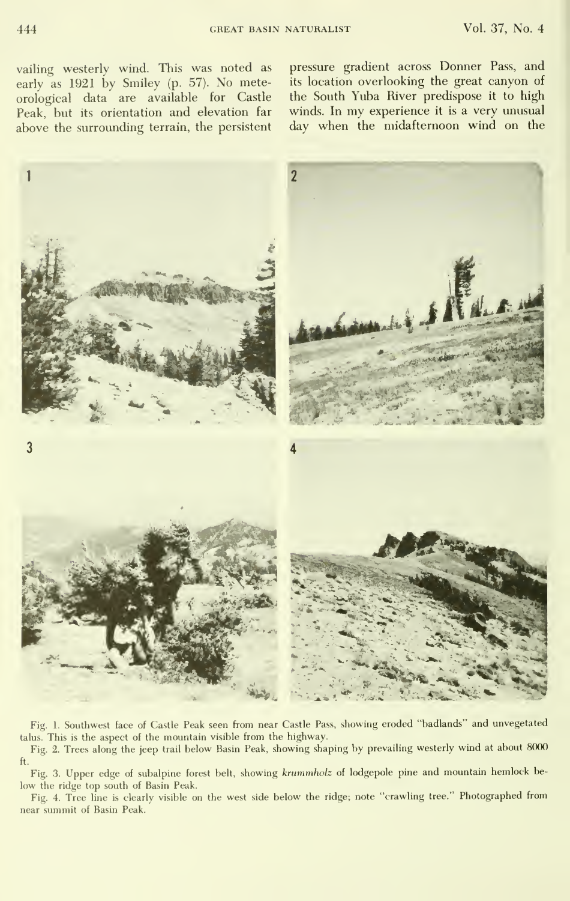vailing westerly wind. This was noted as early as 1921 by Smiley (p. 57). No meteorological data are available for Castle Peak, but its orientation and elevation far above the surrounding terrain, the persistent pressure gradient across Donner Pass, and its location overlooking the great canyon of the South Yuba River predispose it to high winds. In my experience it is a very unusual day when the midafternoon wind on the

Fig. 1. Southwest face of Castle Peak seen from near Castle Pass, showing eroded "badlands" and unvegetated talus. This is the aspect of the mountain visible from the highway.

Fig. 2. Trees along the jeep trail below Basin Peak, showing shaping by prevailing westerly wind at about 8000 ft.

Fig. 3. Upper edge of subalpine forest belt, showing *krummholz* of lodgepole pine and mountain hemlock below the ridge top south of Basin Peak.

Fig. 4. Tree line is clearly visible on the west side below the ridge; note "crawling tree." Photographed from near summit of Basin Peak.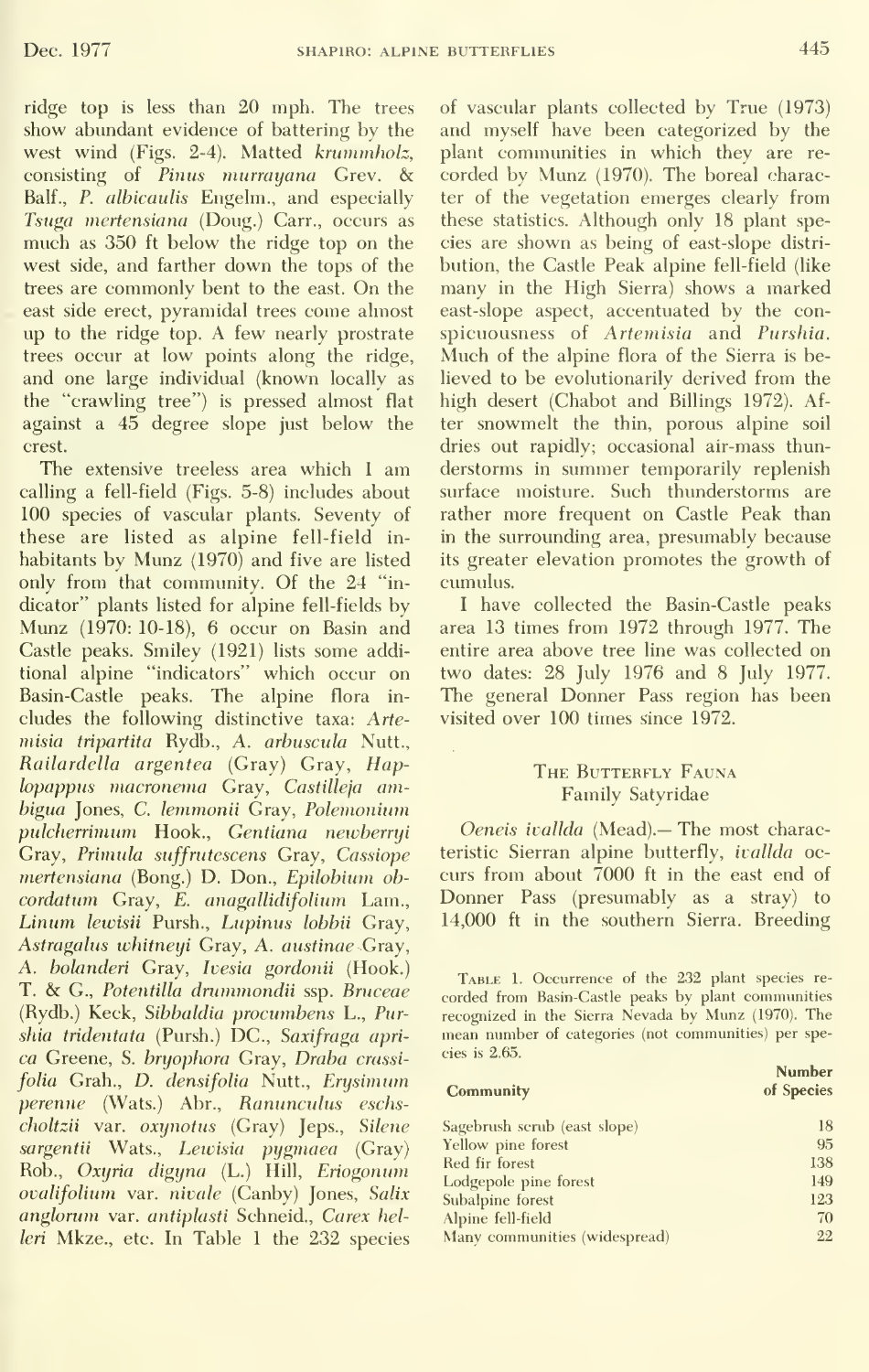ridge top is less than 20 mph. The trees show abundant evidence of battering by the west wind (Figs. 2-4). Matted *krummholz*, consisting of *Pinus murrayana* Grev. & Balf., *P. albicaulis* Engelm., and especially *Tsuga mertensiana* (Doug.) Carr., occurs as much as 350 ft below the ridge top on the west side, and farther down the tops of the trees are commonly bent to the east. On the east side erect, pyramidal trees come almost up to the ridge top. A few nearly prostrate trees occur at low points along the ridge, and one large individual (known locally as the "crawling tree") is pressed almost flat against a 45 degree slope just below the crest.

The extensive treeless area which I am calling a fell-field (Figs. 5-8) includes about 100 species of vascular plants. Seventy of these are listed as alpine fell-field inhabitants by Munz (1970) and five are listed only from that community. Of the 24 "indicator" plants listed for alpine fell-fields by Munz (1970: 10-18), 6 occur on Basin and Castle peaks. Smiley (1921) lists some additional alpine "indicators" which occur on Basin-Castle peaks. The alpine flora includes the following distinctive taxa: *Artemisia tripartita* Rydb., *A. arbuscula* Nutt., *Railardella argentea* (Gray) Gray, *Haplopappus macronema* Gray, *Castilleja ambigua* Jones, *C. lemmonii* Gray, *Polemonium pulcherrimum* Hook., *Gentiana newberryi* Gray, *Primula suffrutescens* Gray, *Cassiope mertensiana* (Bong.) D. Don., *Epilobium obcordatum* Gray, *E. anagallidifolium* Lam., *Linum lewisii* Pursh., *Lupinus lobbii* Gray, *Astragalus whitneyi* Gray, *A. austinae* Gray, *A. bolanderi* Gray, *Ivesia gordonii* (Hook.) T. & G., *Potentilla drummondii* ssp. *Bruceae* (Rydb.) Keck, *Sibbaldia procumbens* L., *Purshia tridentata* (Pursh.) DC., *Saxifraga aprica* Greene, *S. bryophora* Gray, *Draba crassifolia* Grah., *D. densifolia* Nutt., *Erysimum perenne* (Wats.) Abr., *Ranunculus eschscholtzii* var. *oxynotus* (Gray) Jeps., *Silene sargentii* Wats., *Lewisia pygmaea* (Gray) Rob., *Oxyria digyna* (L.) Hill, *Eriogonum ovalifolium* var. *nivale* (Canby) Jones, *Salix anglorum* var. *antiplasti* Schneid., *Carex helleri* Mkze., etc. In Table 1 the 232 species of vascular plants collected by True (1973) and myself have been categorized by the plant communities in which they are recorded by Munz (1970). The boreal character of the vegetation emerges clearly from these statistics. Although only 18 plant species are shown as being of east-slope distribution, the Castle Peak alpine fell-field (like many in the High Sierra) shows a marked east-slope aspect, accentuated by the conspicuousness of *Artemisia* and *Purshia*. Much of the alpine flora of the Sierra is believed to be evolutionarily derived from the high desert (Chabot and Billings 1972). After snowmelt the thin, porous alpine soil dries out rapidly; occasional air-mass thunderstorms in summer temporarily replenish surface moisture. Such thunderstorms are rather more frequent on Castle Peak than in the surrounding area, presumably because its greater elevation promotes the growth of cumulus.

I have collected the Basin-Castle peaks area 13 times from 1972 through 1977. The entire area above tree line was collected on two dates: 28 July 1976 and 8 July 1977. The general Donner Pass region has been visited over 100 times since 1972.

## The Butterfly Fauna

### Family Satyridae

*Oeneis ivallda* (Mead).— The most characteristic Sierran alpine butterfly, *ivallda* occurs from about 7000 ft in the east end of Donner Pass (presumably as a stray) to 14,000 ft in the southern Sierra. Breeding

Table 1. Occurrence of the 232 plant species recorded from Basin-Castle peaks by plant communities recognized in the Sierra Nevada by Munz (1970). The mean number of categories (not communities) per species is 2.65.

| Community | Number of Species |
|---|---|
| Sagebrush scrub (east slope) | 18 |
| Yellow pine forest | 95 |
| Red fir forest | 138 |
| Lodgepole pine forest | 149 |
| Subalpine forest | 123 |
| Alpine fell-field | 70 |
| Many communities (widespread) | 22 |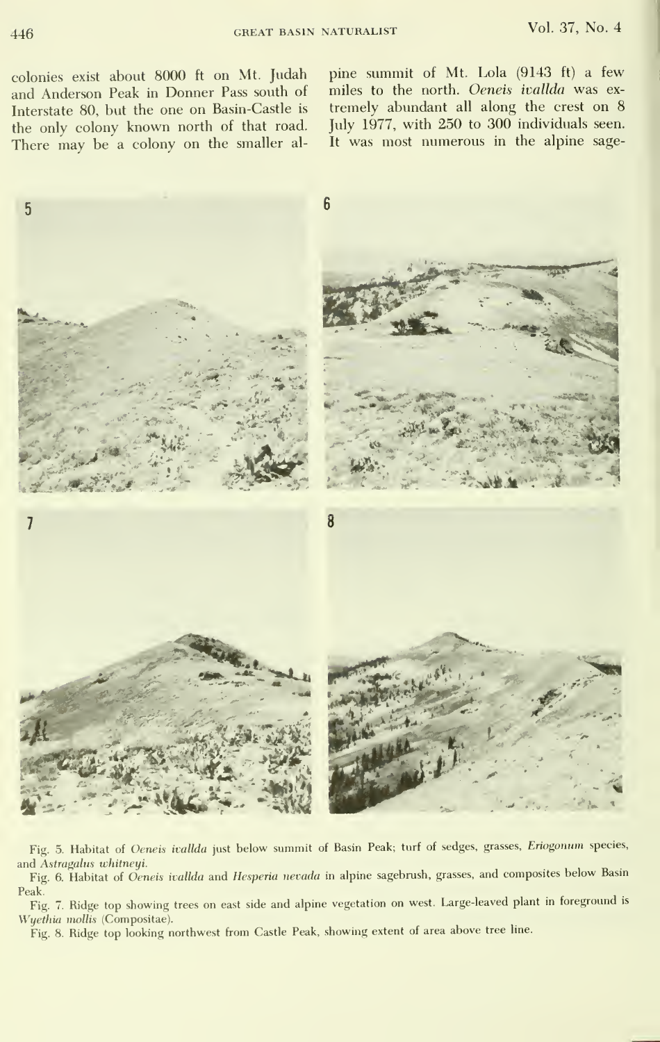colonies exist about 8000 ft on Mt. Judah and Anderson Peak in Donner Pass south of Interstate 80, but the one on Basin-Castle is the only colony known north of that road. There may be a colony on the smaller alpine summit of Mt. Lola (9143 ft) a few miles to the north. *Oeneis ivallda* was extremely abundant all along the crest on 8 July 1977, with 250 to 300 individuals seen. It was most numerous in the alpine sage-

Fig. 5. Habitat of *Oeneis ivallda* just below summit of Basin Peak; turf of sedges, grasses, *Eriogonum* species, and *Astragalus whitneyi*.

Fig. 6. Habitat of *Oeneis ivallda* and *Hesperia nevada* in alpine sagebrush, grasses, and composites below Basin Peak.

Fig. 7. Ridge top showing trees on east side and alpine vegetation on west. Large-leaved plant in foreground is *Wyethia mollis* (Compositae).

Fig. 8. Ridge top looking northwest from Castle Peak, showing extent of area above tree line.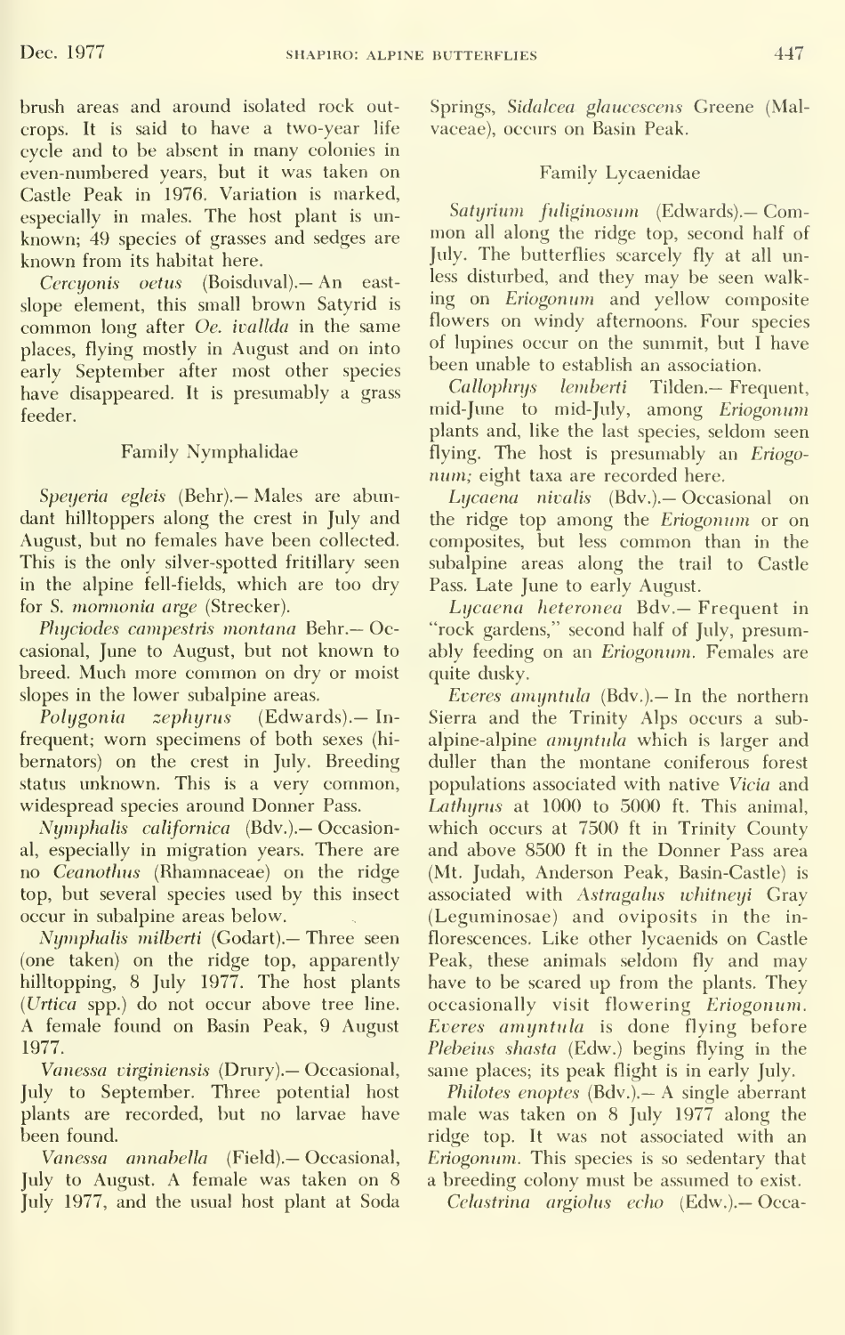brush areas and around isolated rock outcrops. It is said to have a two-year life cycle and to be absent in many colonies in even-numbered years, but it was taken on Castle Peak in 1976. Variation is marked, especially in males. The host plant is unknown; 49 species of grasses and sedges are known from its habitat here.

*Cercyonis oetus* (Boisduval).— An east-slope element, this small brown Satyrid is common long after *Oe. ivallda* in the same places, flying mostly in August and on into early September after most other species have disappeared. It is presumably a grass feeder.

### Family Nymphalidae

*Speyeria egleis* (Behr).— Males are abundant hilltoppers along the crest in July and August, but no females have been collected. This is the only silver-spotted fritillary seen in the alpine fell-fields, which are too dry for *S. mormonia arge* (Strecker).

*Phyciodes campestris montana* Behr.— Occasional, June to August, but not known to breed. Much more common on dry or moist slopes in the lower subalpine areas.

*Polygonia zephyrus* (Edwards).— Infrequent; worn specimens of both sexes (hibernators) on the crest in July. Breeding status unknown. This is a very common, widespread species around Donner Pass.

*Nymphalis californica* (Bdv.).— Occasional, especially in migration years. There are no *Ceanothus* (Rhamnaceae) on the ridge top, but several species used by this insect occur in subalpine areas below.

*Nymphalis milberti* (Godart).— Three seen (one taken) on the ridge top, apparently hilltopping, 8 July 1977. The host plants (*Urtica* spp.) do not occur above tree line. A female found on Basin Peak, 9 August 1977.

*Vanessa virginiensis* (Drury).— Occasional, July to September. Three potential host plants are recorded, but no larvae have been found.

*Vanessa annabella* (Field).— Occasional, July to August. A female was taken on 8 July 1977, and the usual host plant at Soda Springs, *Sidalcea glaucescens* Greene (Malvaceae), occurs on Basin Peak.

### Family Lycaenidae

*Satyrium fuliginosum* (Edwards).— Common all along the ridge top, second half of July. The butterflies scarcely fly at all unless disturbed, and they may be seen walking on *Eriogonum* and yellow composite flowers on windy afternoons. Four species of lupines occur on the summit, but I have been unable to establish an association.

*Callophrys lemberti* Tilden.— Frequent, mid-June to mid-July, among *Eriogonum* plants and, like the last species, seldom seen flying. The host is presumably an *Eriogonum*; eight taxa are recorded here.

*Lycaena nivalis* (Bdv.).— Occasional on the ridge top among the *Eriogonum* or on composites, but less common than in the subalpine areas along the trail to Castle Pass. Late June to early August.

*Lycaena heteronea* Bdv.— Frequent in "rock gardens," second half of July, presumably feeding on an *Eriogonum*. Females are quite dusky.

*Everes amyntula* (Bdv.).— In the northern Sierra and the Trinity Alps occurs a subalpine-alpine *amyntula* which is larger and duller than the montane coniferous forest populations associated with native *Vicia* and *Lathyrus* at 1000 to 5000 ft. This animal, which occurs at 7500 ft in Trinity County and above 8500 ft in the Donner Pass area (Mt. Judah, Anderson Peak, Basin-Castle) is associated with *Astragalus whitneyi* Gray (Leguminosae) and oviposits in the inflorescences. Like other lycaenids on Castle Peak, these animals seldom fly and may have to be scared up from the plants. They occasionally visit flowering *Eriogonum*. *Everes amyntula* is done flying before *Plebeius shasta* (Edw.) begins flying in the same places; its peak flight is in early July.

*Philotes enoptes* (Bdv.).— A single aberrant male was taken on 8 July 1977 along the ridge top. It was not associated with an *Eriogonum*. This species is so sedentary that a breeding colony must be assumed to exist.

*Celastrina argiolus echo* (Edw.).— Occa-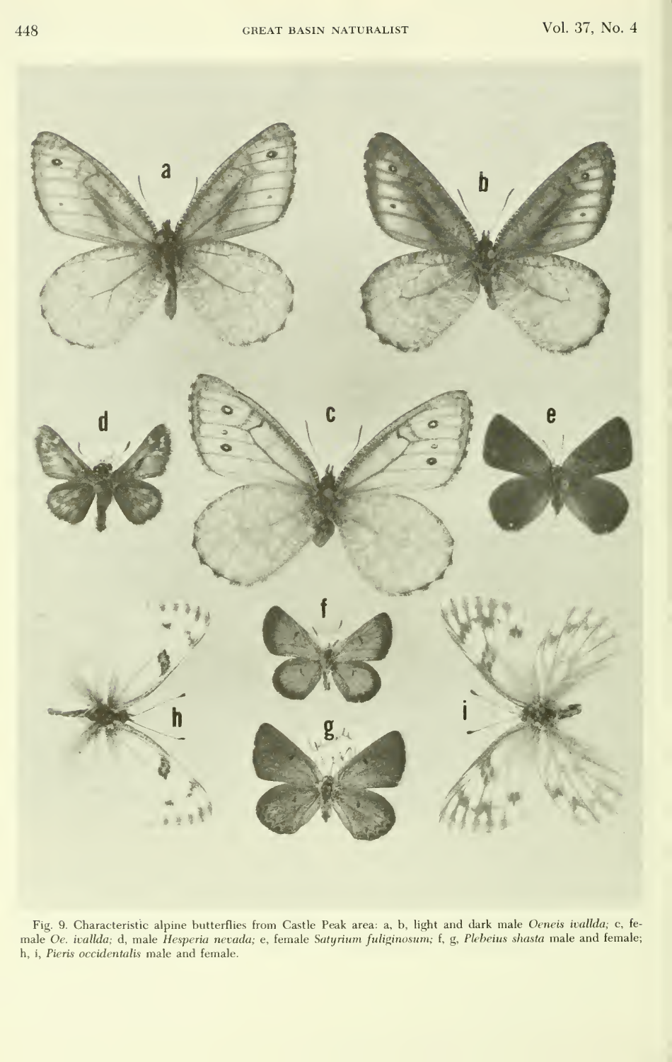Fig. 9. Characteristic alpine butterflies from Castle Peak area: a, b, light and dark male *Oeneis ivallda;* c, female *Oe. ivallda;* d, male *Hesperia nevada;* e, female *Satyrium fuliginosum;* f, g, *Plebeius shasta* male and female; h, i, *Pieris occidentalis* male and female.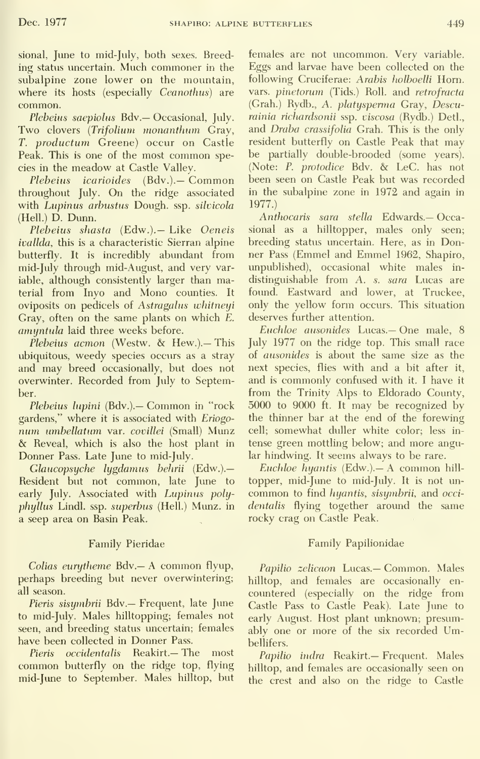sional, June to mid-July, both sexes. Breeding status uncertain. Much commoner in the subalpine zone lower on the mountain, where its hosts (especially *Ceanothus*) are common.

*Plebeius saepiolus* Bdv.— Occasional, July. Two clovers (*Trifolium monanthum* Gray, *T. productum* Greene) occur on Castle Peak. This is one of the most common species in the meadow at Castle Valley.

*Plebeius icarioides* (Bdv.).— Common throughout July. On the ridge associated with *Lupinus arbustus* Dough. ssp. *silvicola* (Hell.) D. Dunn.

*Plebeius shasta* (Edw.).— Like *Oeneis ivallda*, this is a characteristic Sierran alpine butterfly. It is incredibly abundant from mid-July through mid-August, and very variable, although consistently larger than material from Inyo and Mono counties. It oviposits on pedicels of *Astragalus whitneyi* Gray, often on the same plants on which *E. amyntula* laid three weeks before.

*Plebeius acmon* (Westw. & Hew.).— This ubiquitous, weedy species occurs as a stray and may breed occasionally, but does not overwinter. Recorded from July to September.

*Plebeius lupini* (Bdv.).— Common in "rock gardens," where it is associated with *Eriogonum umbellatum* var. *covillei* (Small) Munz & Reveal, which is also the host plant in Donner Pass. Late June to mid-July.

*Glaucopsyche lygdamus behrii* (Edw.).— Resident but not common, late June to early July. Associated with *Lupinus polyphyllus* Lindl. ssp. *superbus* (Hell.) Munz. in a seep area on Basin Peak.

## Family Pieridae

*Colias eurytheme* Bdv.— A common flyup, perhaps breeding but never overwintering; all season.

*Pieris sisymbrii* Bdv.— Frequent, late June to mid-July. Males hilltopping; females not seen, and breeding status uncertain; females have been collected in Donner Pass.

*Pieris occidentalis* Reakirt.— The most common butterfly on the ridge top, flying mid-June to September. Males hilltop, but females are not uncommon. Very variable. Eggs and larvae have been collected on the following Cruciferae: *Arabis holboelli* Horn. vars. *pinetorum* (Tids.) Roll. and *retrofracta* (Grah.) Rydb., *A. platysperma* Gray, *Descurainia richardsonii* ssp. *viscosa* (Rydb.) Detl., and *Draba crassifolia* Grah. This is the only resident butterfly on Castle Peak that may be partially double-brooded (some years). (Note: *P. protodice* Bdv. & LeC. has not been seen on Castle Peak but was recorded in the subalpine zone in 1972 and again in 1977.)

*Anthocaris sara stella* Edwards.— Occasional as a hilltopper, males only seen; breeding status uncertain. Here, as in Donner Pass (Emmel and Emmel 1962, Shapiro, unpublished), occasional white males indistinguishable from *A. s. sara* Lucas are found. Eastward and lower, at Truckee, only the yellow form occurs. This situation deserves further attention.

*Euchloe ausonides* Lucas.— One male, 8 July 1977 on the ridge top. This small race of *ausonides* is about the same size as the next species, flies with and a bit after it, and is commonly confused with it. I have it from the Trinity Alps to Eldorado County, 5000 to 9000 ft. It may be recognized by the thinner bar at the end of the forewing cell; somewhat duller white color; less intense green mottling below; and more angular hindwing. It seems always to be rare.

*Euchloe hyantis* (Edw.).— A common hilltopper, mid-June to mid-July. It is not uncommon to find *hyantis*, *sisymbrii*, and *occidentalis* flying together around the same rocky crag on Castle Peak.

## Family Papilionidae

*Papilio zelicaon* Lucas.— Common. Males hilltop, and females are occasionally encountered (especially on the ridge from Castle Pass to Castle Peak). Late June to early August. Host plant unknown; presumably one or more of the six recorded Umbellifers.

*Papilio indra* Reakirt.— Frequent. Males hilltop, and females are occasionally seen on the crest and also on the ridge to Castle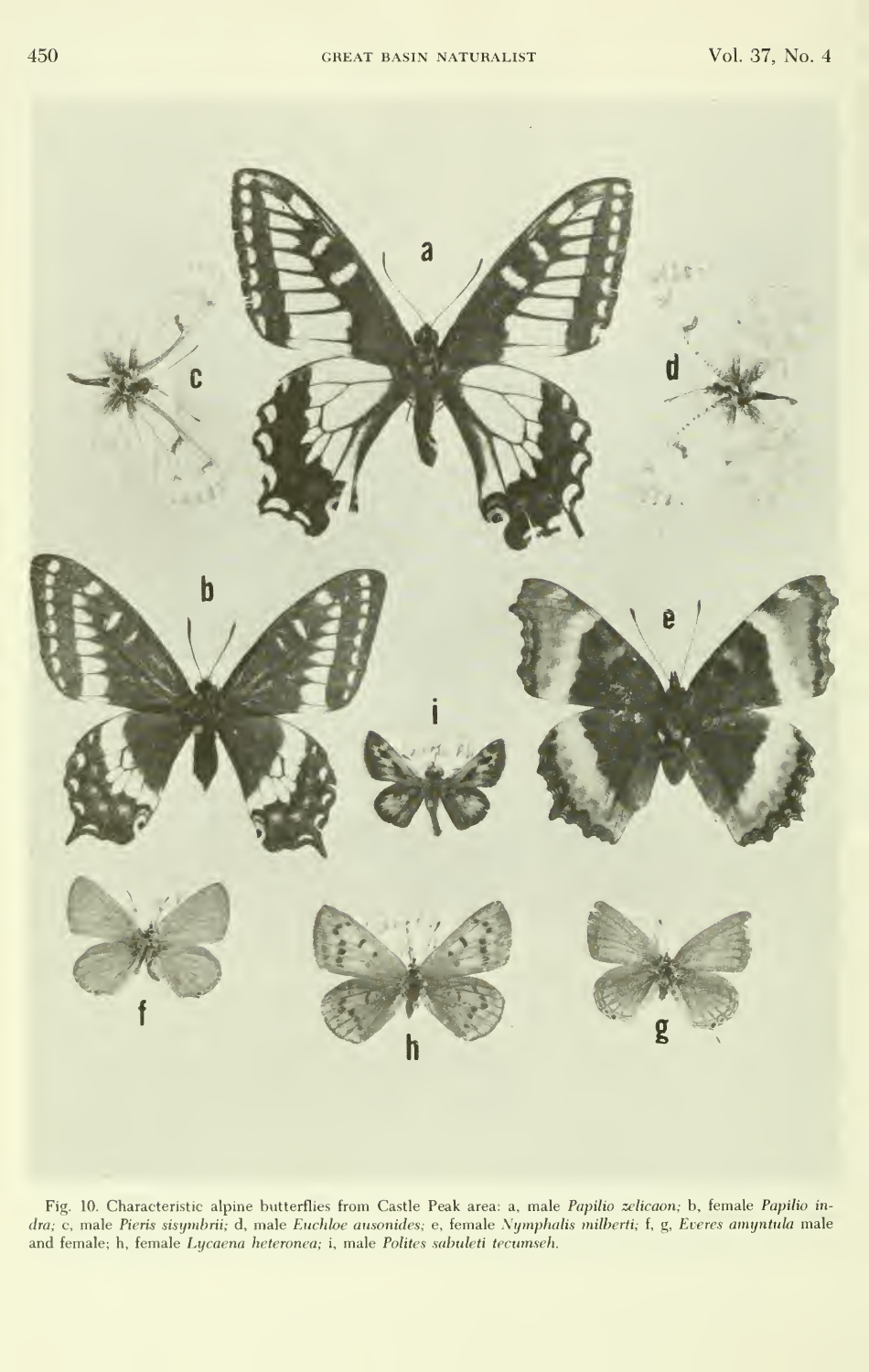Fig. 10. Characteristic alpine butterflies from Castle Peak area: a, male *Papilio zelicaon;* b, female *Papilio indra;* c, male *Pieris sisymbrii;* d, male *Euchloe ausonides;* e, female *Nymphalis milberti;* f, g, *Everes amyntula* male and female; h, female *Lycaena heteronea;* i, male *Polites sabuleti tecumseh.*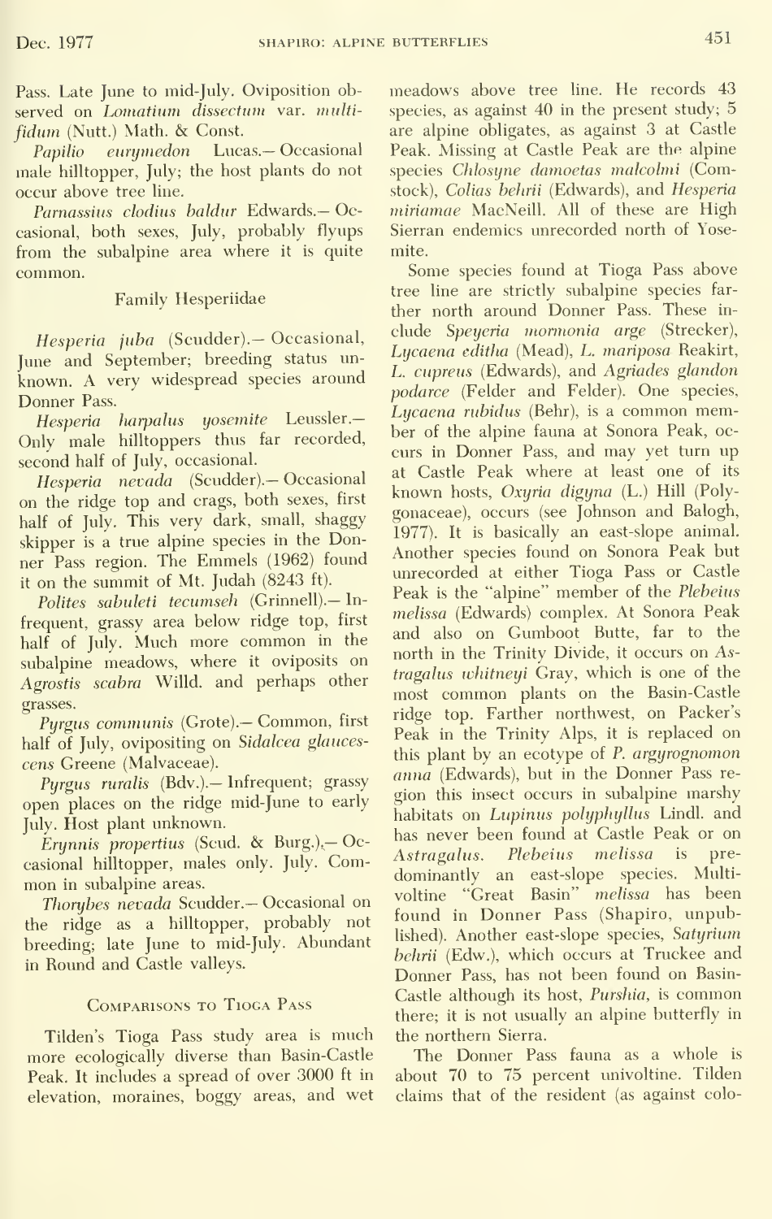Pass. Late June to mid-July. Oviposition observed on *Lomatium dissectum* var. *multifidum* (Nutt.) Math. & Const.

*Papilio eurymedon* Lucas.— Occasional male hilltopper, July; the host plants do not occur above tree line.

*Parnassius clodius baldur* Edwards.— Occasional, both sexes, July, probably flyups from the subalpine area where it is quite common.

### Family Hesperiidae

*Hesperia juba* (Scudder).— Occasional, June and September; breeding status unknown. A very widespread species around Donner Pass.

*Hesperia harpalus yosemite* Leussler.— Only male hilltoppers thus far recorded, second half of July, occasional.

*Hesperia nevada* (Scudder).— Occasional on the ridge top and crags, both sexes, first half of July. This very dark, small, shaggy skipper is a true alpine species in the Donner Pass region. The Emmels (1962) found it on the summit of Mt. Judah (8243 ft).

*Polites sabuleti tecumseh* (Grinnell).— Infrequent, grassy area below ridge top, first half of July. Much more common in the subalpine meadows, where it oviposits on *Agrostis scabra* Willd. and perhaps other grasses.

*Pyrgus communis* (Grote).— Common, first half of July, ovipositing on *Sidalcea glaucescens* Greene (Malvaceae).

*Pyrgus ruralis* (Bdv.).— Infrequent; grassy open places on the ridge mid-June to early July. Host plant unknown.

*Erynnis propertius* (Scud. & Burg.).— Occasional hilltopper, males only. July. Common in subalpine areas.

*Thorybes nevada* Scudder.— Occasional on the ridge as a hilltopper, probably not breeding; late June to mid-July. Abundant in Round and Castle valleys.

### Comparisons to Tioga Pass

Tilden's Tioga Pass study area is much more ecologically diverse than Basin-Castle Peak. It includes a spread of over 3000 ft in elevation, moraines, boggy areas, and wet meadows above tree line. He records 43 species, as against 40 in the present study; 5 are alpine obligates, as against 3 at Castle Peak. Missing at Castle Peak are the alpine species *Chlosyne damoetas malcolmi* (Comstock), *Colias behrii* (Edwards), and *Hesperia miriamae* MacNeill. All of these are High Sierran endemics unrecorded north of Yosemite.

Some species found at Tioga Pass above tree line are strictly subalpine species farther north around Donner Pass. These include *Speyeria mormonia arge* (Strecker), *Lycaena editha* (Mead), *L. mariposa* Reakirt, *L. cupreus* (Edwards), and *Agriades glandon podarce* (Felder and Felder). One species, *Lycaena rubidus* (Behr), is a common member of the alpine fauna at Sonora Peak, occurs in Donner Pass, and may yet turn up at Castle Peak where at least one of its known hosts, *Oxyria digyna* (L.) Hill (Polygonaceae), occurs (see Johnson and Balogh, 1977). It is basically an east-slope animal. Another species found on Sonora Peak but unrecorded at either Tioga Pass or Castle Peak is the "alpine" member of the *Plebeius melissa* (Edwards) complex. At Sonora Peak and also on Gumboot Butte, far to the north in the Trinity Divide, it occurs on *Astragalus whitneyi* Gray, which is one of the most common plants on the Basin-Castle ridge top. Farther northwest, on Packer's Peak in the Trinity Alps, it is replaced on this plant by an ecotype of *P. argyrognomon anna* (Edwards), but in the Donner Pass region this insect occurs in subalpine marshy habitats on *Lupinus polyphyllus* Lindl. and has never been found at Castle Peak or on *Astragalus*. *Plebeius melissa* is predominantly an east-slope species. Multivoltine "Great Basin" *melissa* has been found in Donner Pass (Shapiro, unpublished). Another east-slope species, *Satyrium behrii* (Edw.), which occurs at Truckee and Donner Pass, has not been found on Basin-Castle although its host, *Purshia*, is common there; it is not usually an alpine butterfly in the northern Sierra.

The Donner Pass fauna as a whole is about 70 to 75 percent univoltine. Tilden claims that of the resident (as against colo-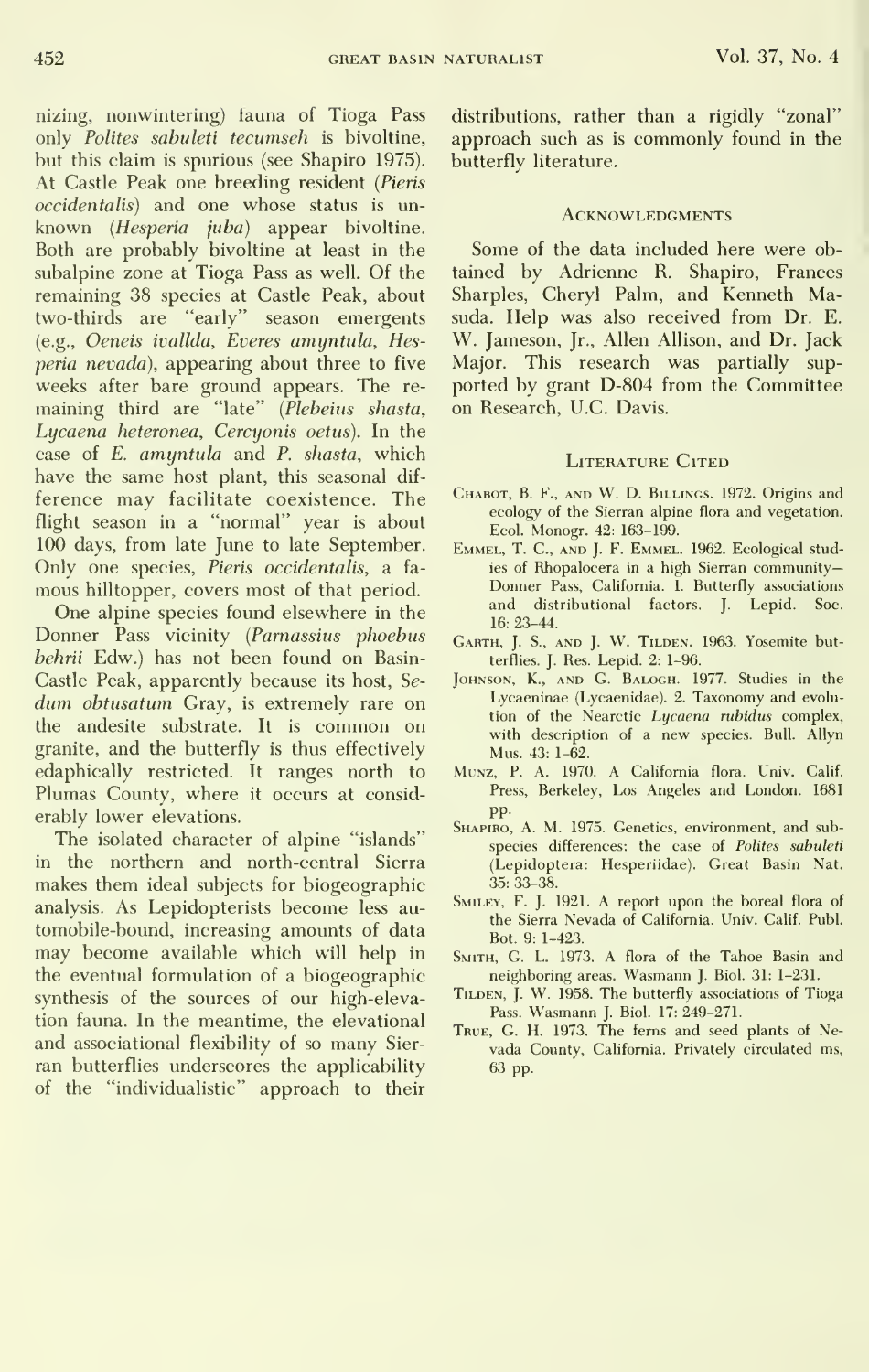nizing, nonwintering) fauna of Tioga Pass only *Polites sabuleti tecumseh* is bivoltine, but this claim is spurious (see Shapiro 1975). At Castle Peak one breeding resident (*Pieris occidentalis*) and one whose status is unknown (*Hesperia juba*) appear bivoltine. Both are probably bivoltine at least in the subalpine zone at Tioga Pass as well. Of the remaining 38 species at Castle Peak, about two-thirds are "early" season emergents (e.g., *Oeneis ivallda, Everes amyntula, Hesperia nevada*), appearing about three to five weeks after bare ground appears. The remaining third are "late" (*Plebeius shasta, Lycaena heteronea, Cercyonis oetus*). In the case of *E. amyntula* and *P. shasta*, which have the same host plant, this seasonal difference may facilitate coexistence. The flight season in a "normal" year is about 100 days, from late June to late September. Only one species, *Pieris occidentalis*, a famous hilltopper, covers most of that period.

One alpine species found elsewhere in the Donner Pass vicinity (*Parnassius phoebus behrii* Edw.) has not been found on Basin-Castle Peak, apparently because its host, *Sedum obtusatum* Gray, is extremely rare on the andesite substrate. It is common on granite, and the butterfly is thus effectively edaphically restricted. It ranges north to Plumas County, where it occurs at considerably lower elevations.

The isolated character of alpine "islands" in the northern and north-central Sierra makes them ideal subjects for biogeographic analysis. As Lepidopterists become less automobile-bound, increasing amounts of data may become available which will help in the eventual formulation of a biogeographic synthesis of the sources of our high-elevation fauna. In the meantime, the elevational and associational flexibility of so many Sierran butterflies underscores the applicability of the "individualistic" approach to their distributions, rather than a rigidly "zonal" approach such as is commonly found in the butterfly literature.

## Acknowledgments

Some of the data included here were obtained by Adrienne R. Shapiro, Frances Sharples, Cheryl Palm, and Kenneth Masuda. Help was also received from Dr. E. W. Jameson, Jr., Allen Allison, and Dr. Jack Major. This research was partially supported by grant D-804 from the Committee on Research, U.C. Davis.

## Literature Cited

Chabot, B. F., and W. D. Billings. 1972. Origins and ecology of the Sierran alpine flora and vegetation. Ecol. Monogr. 42: 163–199.

Emmel, T. C., and J. F. Emmel. 1962. Ecological studies of Rhopalocera in a high Sierran community—Donner Pass, California. I. Butterfly associations and distributional factors. J. Lepid. Soc. 16: 23–44.

Garth, J. S., and J. W. Tilden. 1963. Yosemite butterflies. J. Res. Lepid. 2: 1–96.

Johnson, K., and G. Balogh. 1977. Studies in the Lycaeninae (Lycaenidae). 2. Taxonomy and evolution of the Nearctic *Lycaena rubidus* complex, with description of a new species. Bull. Allyn Mus. 43: 1–62.

Munz, P. A. 1970. A California flora. Univ. Calif. Press, Berkeley, Los Angeles and London. 1681 pp.

Shapiro, A. M. 1975. Genetics, environment, and subspecies differences: the case of *Polites sabuleti* (Lepidoptera: Hesperiidae). Great Basin Nat. 35: 33–38.

Smiley, F. J. 1921. A report upon the boreal flora of the Sierra Nevada of California. Univ. Calif. Publ. Bot. 9: 1–423.

Smith, G. L. 1973. A flora of the Tahoe Basin and neighboring areas. Wasmann J. Biol. 31: 1–231.

Tilden, J. W. 1958. The butterfly associations of Tioga Pass. Wasmann J. Biol. 17: 249–271.

True, G. H. 1973. The ferns and seed plants of Nevada County, California. Privately circulated ms, 63 pp.